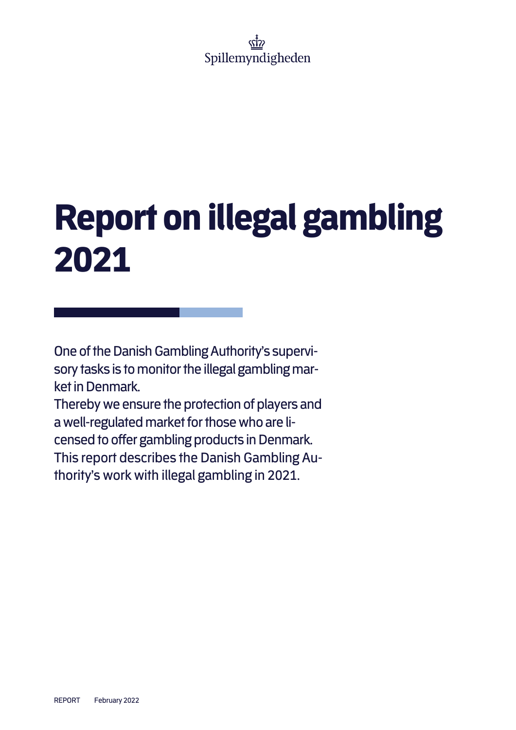Spillemyndigheden

# Report on illegal gambling 2021

One of the Danish Gambling Authority's supervisory tasks is to monitor the illegal gambling market in Denmark.
Thereby we ensure the protection of players and a well-regulated market for those who are licensed to offer gambling products in Denmark.
This report describes the Danish Gambling Authority's work with illegal gambling in 2021.

REPORT February 2022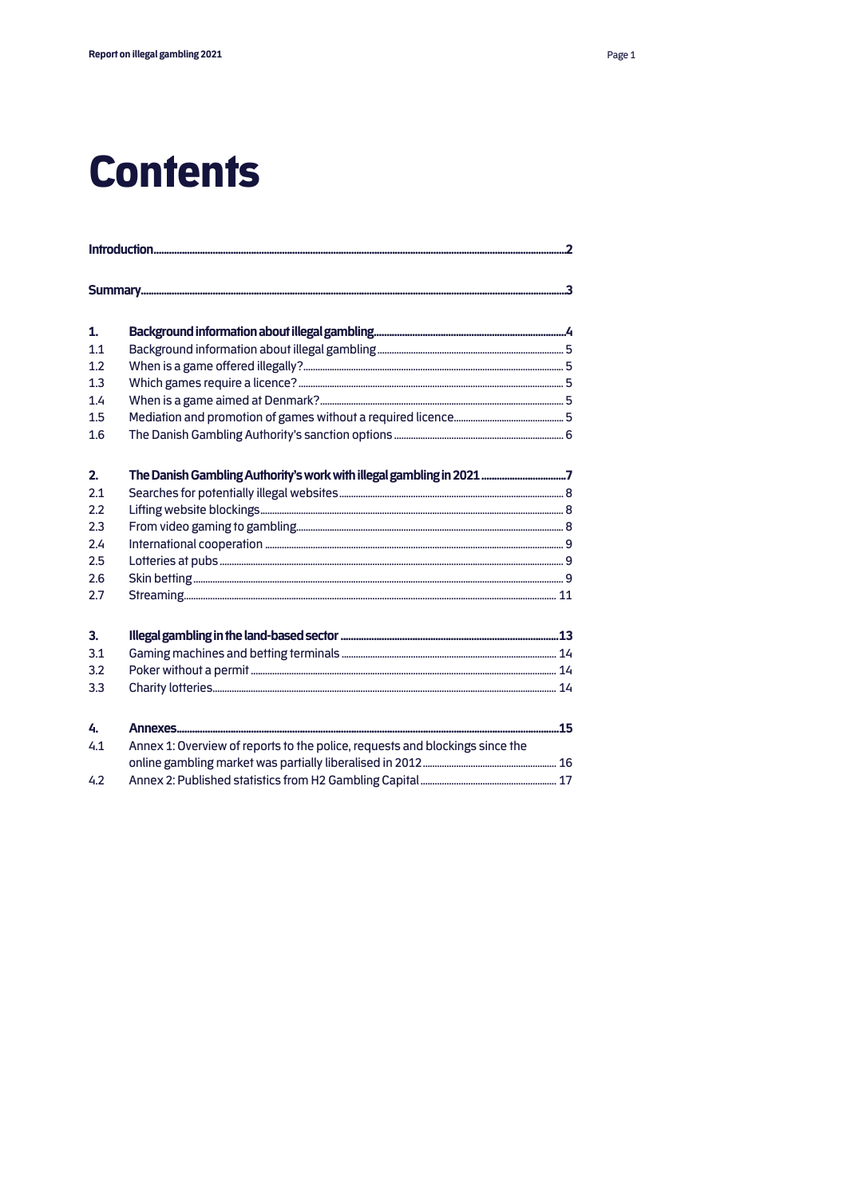# Contents

| | | |
|---|---|---|
| **Introduction** | | **2** |
| **Summary** | | **3** |
| **1.** | **Background information about illegal gambling** | **4** |
| 1.1 | Background information about illegal gambling | 5 |
| 1.2 | When is a game offered illegally? | 5 |
| 1.3 | Which games require a licence? | 5 |
| 1.4 | When is a game aimed at Denmark? | 5 |
| 1.5 | Mediation and promotion of games without a required licence | 5 |
| 1.6 | The Danish Gambling Authority's sanction options | 6 |
| **2.** | **The Danish Gambling Authority's work with illegal gambling in 2021** | **7** |
| 2.1 | Searches for potentially illegal websites | 8 |
| 2.2 | Lifting website blockings | 8 |
| 2.3 | From video gaming to gambling | 8 |
| 2.4 | International cooperation | 9 |
| 2.5 | Lotteries at pubs | 9 |
| 2.6 | Skin betting | 9 |
| 2.7 | Streaming | 11 |
| **3.** | **Illegal gambling in the land-based sector** | **13** |
| 3.1 | Gaming machines and betting terminals | 14 |
| 3.2 | Poker without a permit | 14 |
| 3.3 | Charity lotteries | 14 |
| **4.** | **Annexes** | **15** |
| 4.1 | Annex 1: Overview of reports to the police, requests and blockings since the online gambling market was partially liberalised in 2012 | 16 |
| 4.2 | Annex 2: Published statistics from H2 Gambling Capital | 17 |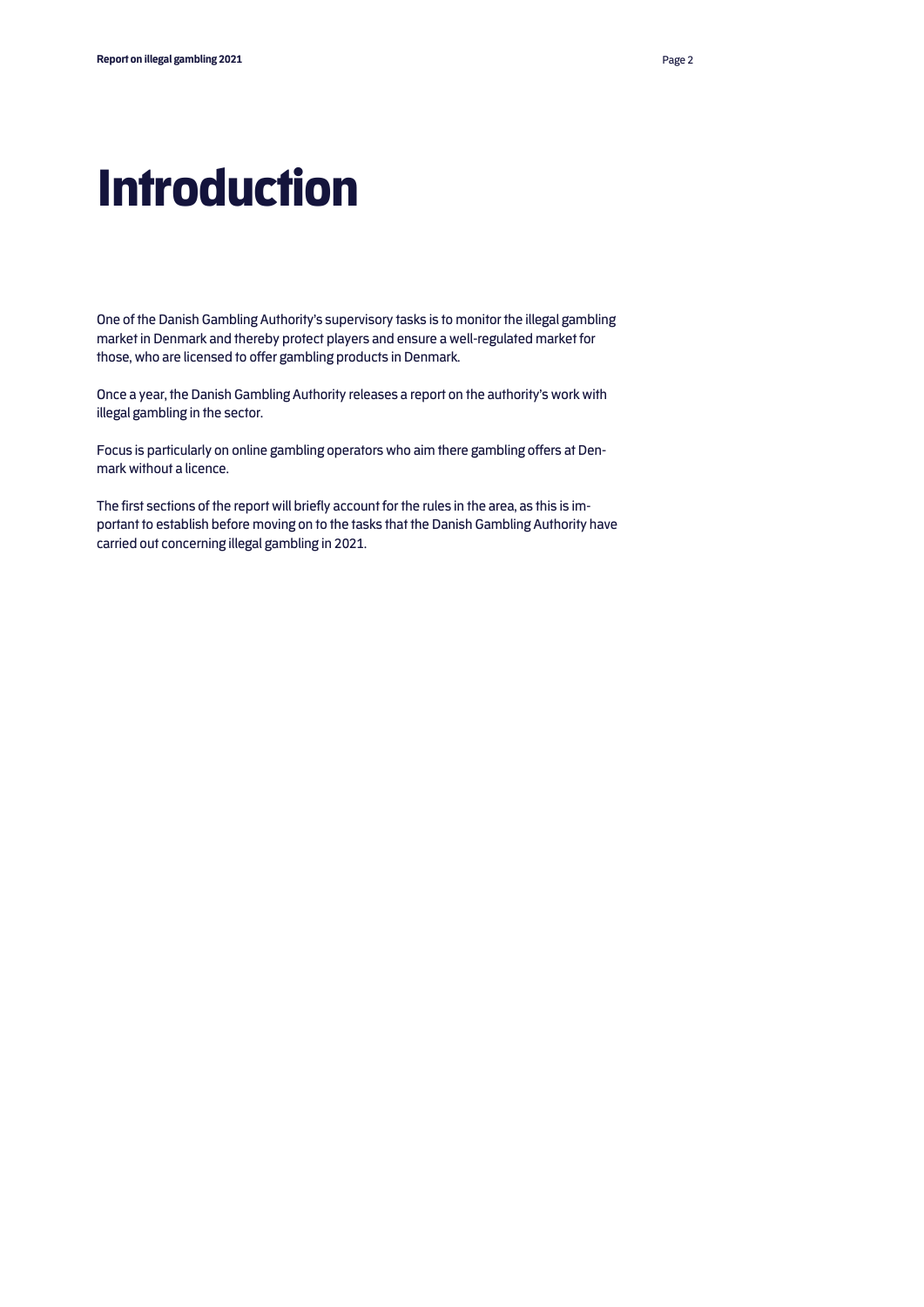# Introduction

One of the Danish Gambling Authority's supervisory tasks is to monitor the illegal gambling market in Denmark and thereby protect players and ensure a well-regulated market for those, who are licensed to offer gambling products in Denmark.

Once a year, the Danish Gambling Authority releases a report on the authority's work with illegal gambling in the sector.

Focus is particularly on online gambling operators who aim there gambling offers at Denmark without a licence.

The first sections of the report will briefly account for the rules in the area, as this is important to establish before moving on to the tasks that the Danish Gambling Authority have carried out concerning illegal gambling in 2021.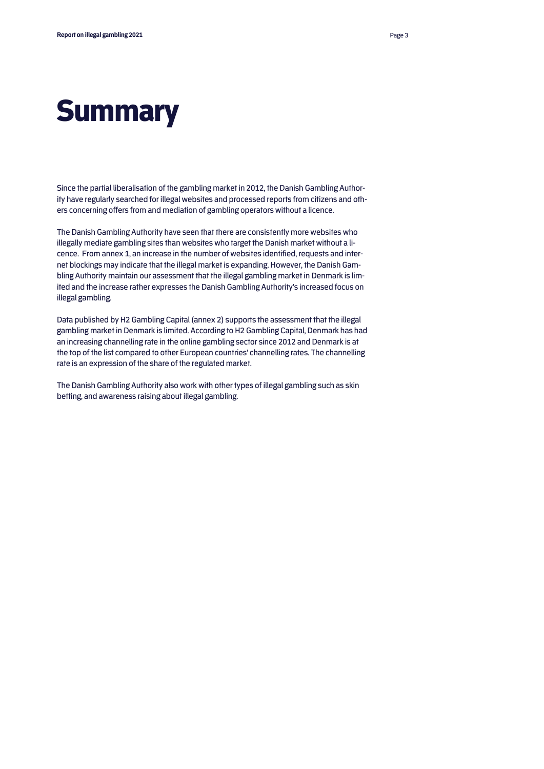# Summary

Since the partial liberalisation of the gambling market in 2012, the Danish Gambling Authority have regularly searched for illegal websites and processed reports from citizens and others concerning offers from and mediation of gambling operators without a licence.

The Danish Gambling Authority have seen that there are consistently more websites who illegally mediate gambling sites than websites who target the Danish market without a licence. From annex 1, an increase in the number of websites identified, requests and internet blockings may indicate that the illegal market is expanding. However, the Danish Gambling Authority maintain our assessment that the illegal gambling market in Denmark is limited and the increase rather expresses the Danish Gambling Authority's increased focus on illegal gambling.

Data published by H2 Gambling Capital (annex 2) supports the assessment that the illegal gambling market in Denmark is limited. According to H2 Gambling Capital, Denmark has had an increasing channelling rate in the online gambling sector since 2012 and Denmark is at the top of the list compared to other European countries' channelling rates. The channelling rate is an expression of the share of the regulated market.

The Danish Gambling Authority also work with other types of illegal gambling such as skin betting, and awareness raising about illegal gambling.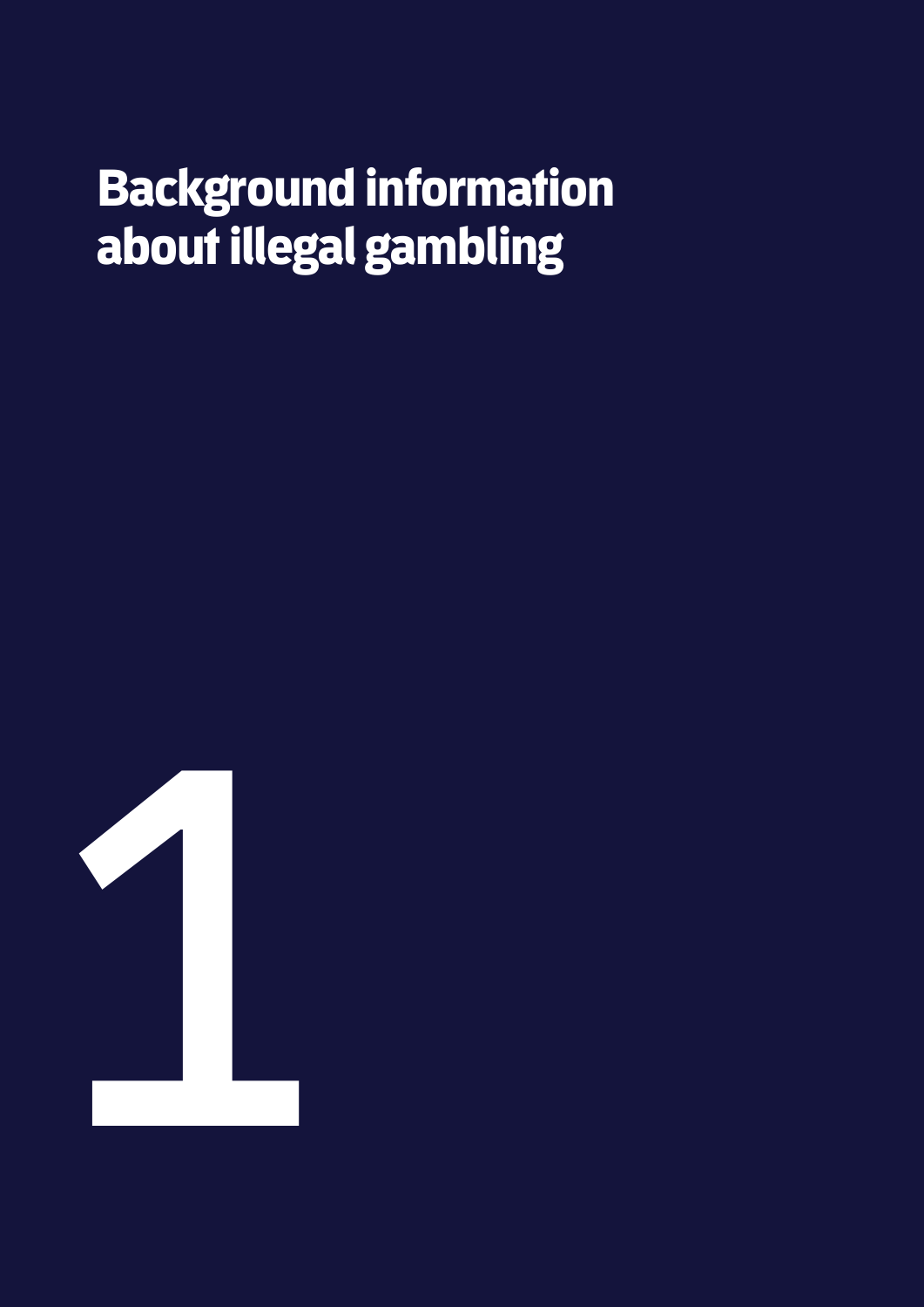# Background information about illegal gambling

1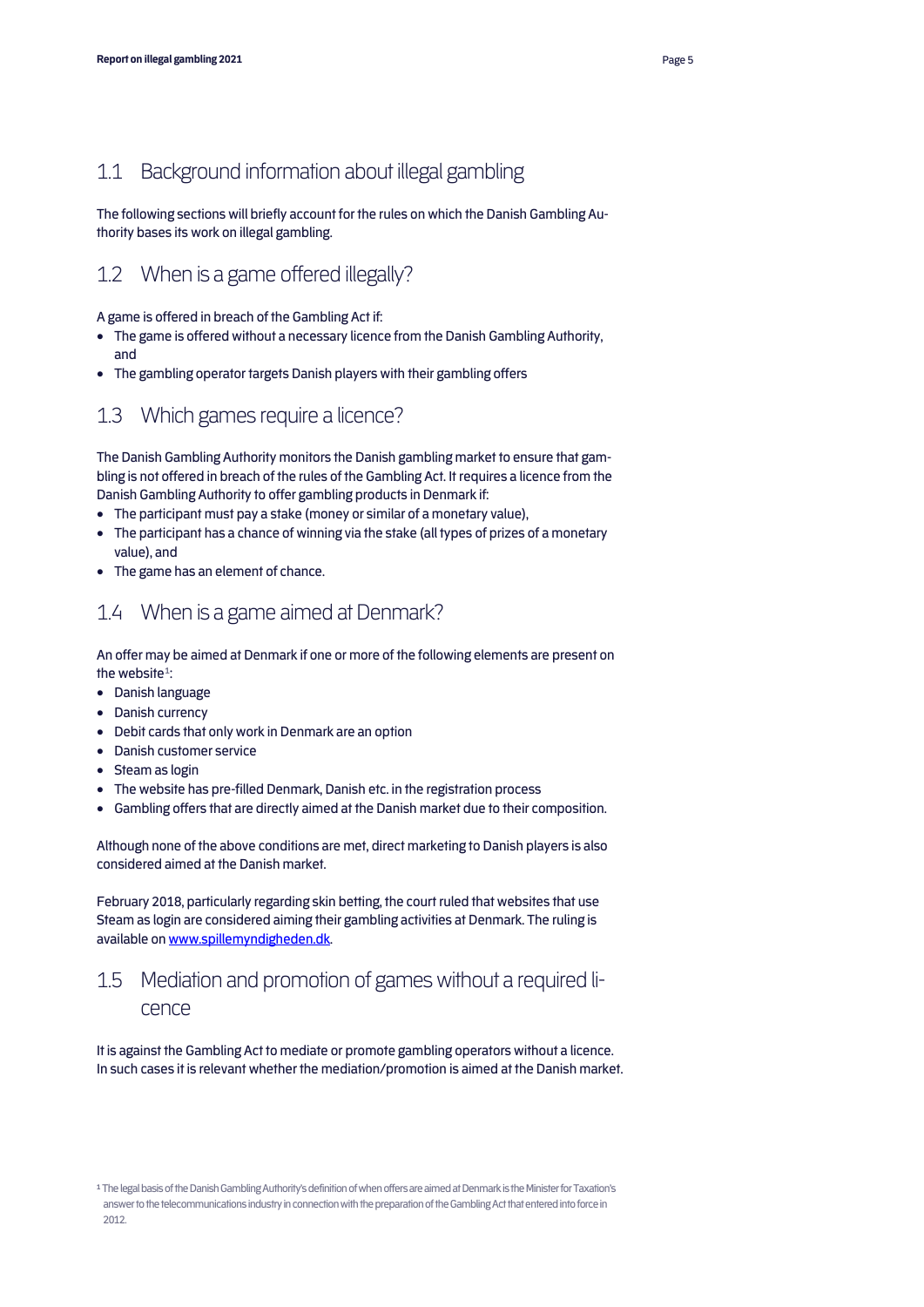## 1.1 Background information about illegal gambling

The following sections will briefly account for the rules on which the Danish Gambling Authority bases its work on illegal gambling.

## 1.2 When is a game offered illegally?

A game is offered in breach of the Gambling Act if:

- The game is offered without a necessary licence from the Danish Gambling Authority, and
- The gambling operator targets Danish players with their gambling offers

## 1.3 Which games require a licence?

The Danish Gambling Authority monitors the Danish gambling market to ensure that gambling is not offered in breach of the rules of the Gambling Act. It requires a licence from the Danish Gambling Authority to offer gambling products in Denmark if:

- The participant must pay a stake (money or similar of a monetary value),
- The participant has a chance of winning via the stake (all types of prizes of a monetary value), and
- The game has an element of chance.

## 1.4 When is a game aimed at Denmark?

An offer may be aimed at Denmark if one or more of the following elements are present on the website[1]:

- Danish language
- Danish currency
- Debit cards that only work in Denmark are an option
- Danish customer service
- Steam as login
- The website has pre-filled Denmark, Danish etc. in the registration process
- Gambling offers that are directly aimed at the Danish market due to their composition.

Although none of the above conditions are met, direct marketing to Danish players is also considered aimed at the Danish market.

February 2018, particularly regarding skin betting, the court ruled that websites that use Steam as login are considered aiming their gambling activities at Denmark. The ruling is available on [www.spillemyndigheden.dk](www.spillemyndigheden.dk).

## 1.5 Mediation and promotion of games without a required licence

It is against the Gambling Act to mediate or promote gambling operators without a licence. In such cases it is relevant whether the mediation/promotion is aimed at the Danish market.

[1] The legal basis of the Danish Gambling Authority's definition of when offers are aimed at Denmark is the Minister for Taxation's answer to the telecommunications industry in connection with the preparation of the Gambling Act that entered into force in 2012.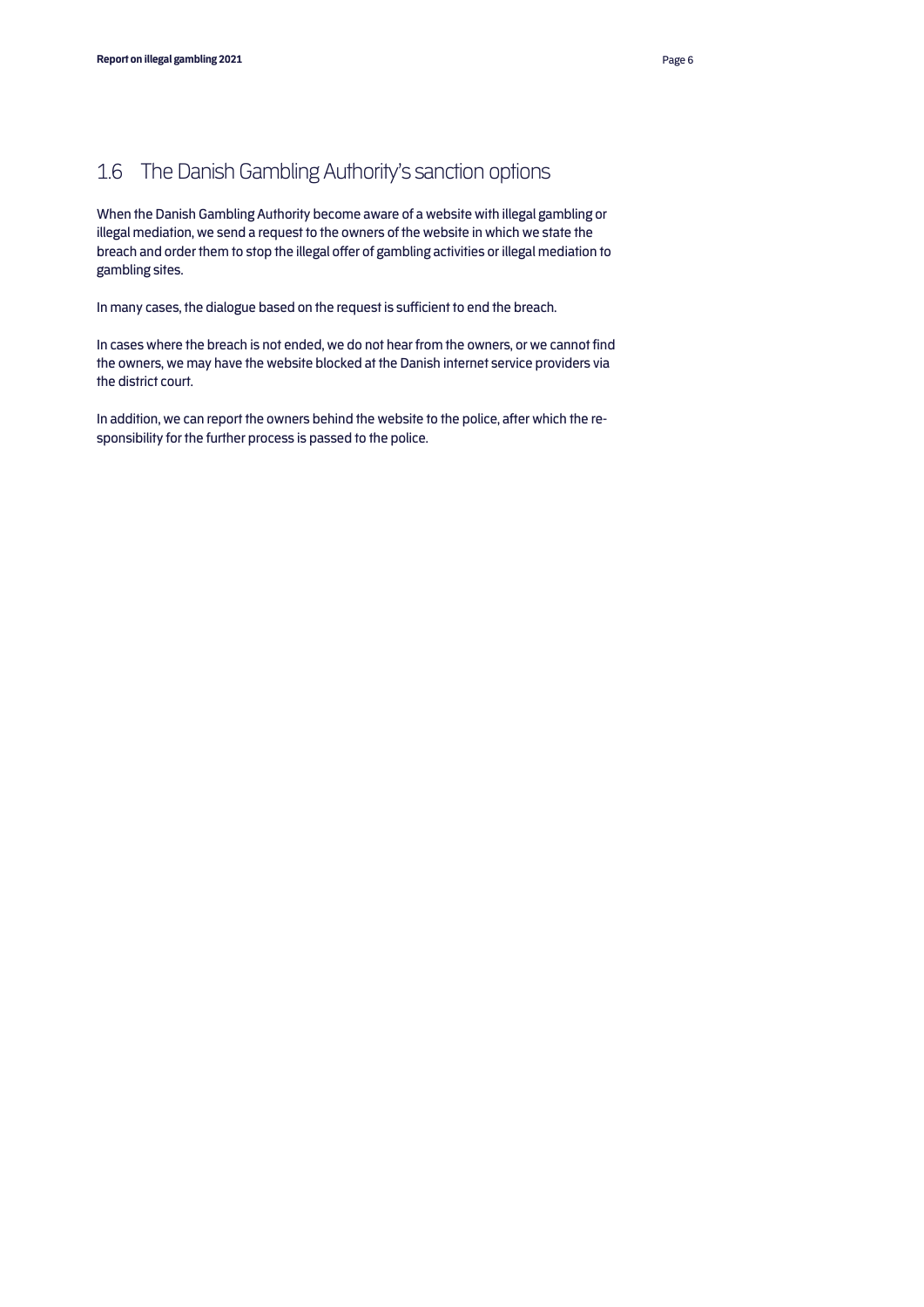## 1.6 The Danish Gambling Authority's sanction options

When the Danish Gambling Authority become aware of a website with illegal gambling or illegal mediation, we send a request to the owners of the website in which we state the breach and order them to stop the illegal offer of gambling activities or illegal mediation to gambling sites.

In many cases, the dialogue based on the request is sufficient to end the breach.

In cases where the breach is not ended, we do not hear from the owners, or we cannot find the owners, we may have the website blocked at the Danish internet service providers via the district court.

In addition, we can report the owners behind the website to the police, after which the responsibility for the further process is passed to the police.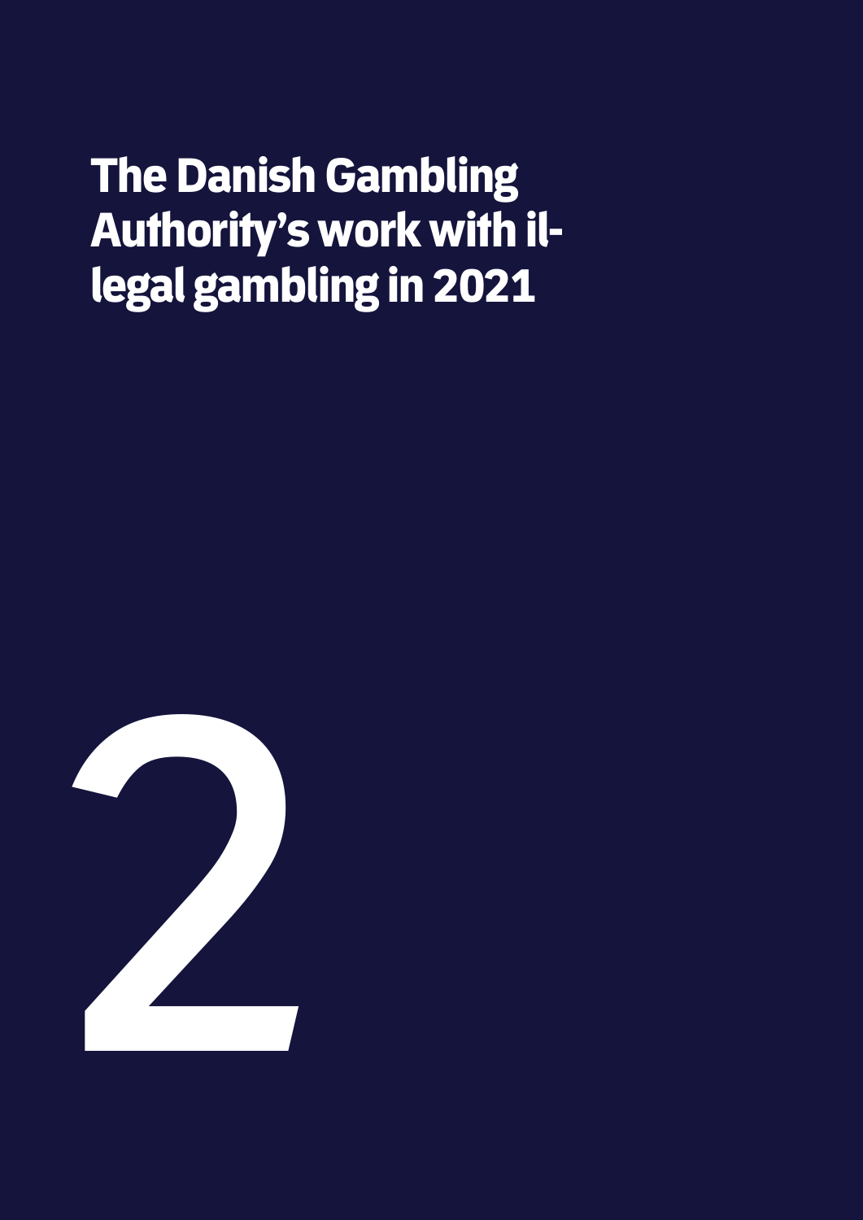# The Danish Gambling Authority's work with illegal gambling in 2021

2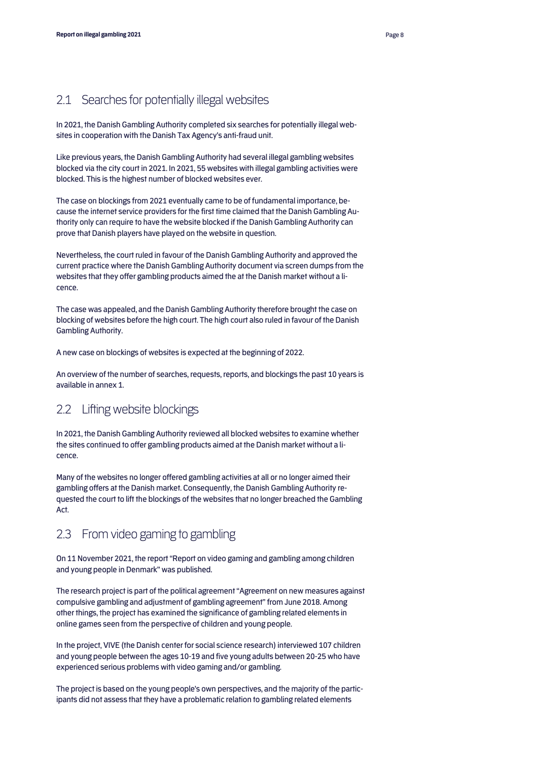## 2.1 Searches for potentially illegal websites

In 2021, the Danish Gambling Authority completed six searches for potentially illegal websites in cooperation with the Danish Tax Agency's anti-fraud unit.

Like previous years, the Danish Gambling Authority had several illegal gambling websites blocked via the city court in 2021. In 2021, 55 websites with illegal gambling activities were blocked. This is the highest number of blocked websites ever.

The case on blockings from 2021 eventually came to be of fundamental importance, because the internet service providers for the first time claimed that the Danish Gambling Authority only can require to have the website blocked if the Danish Gambling Authority can prove that Danish players have played on the website in question.

Nevertheless, the court ruled in favour of the Danish Gambling Authority and approved the current practice where the Danish Gambling Authority document via screen dumps from the websites that they offer gambling products aimed the at the Danish market without a licence.

The case was appealed, and the Danish Gambling Authority therefore brought the case on blocking of websites before the high court. The high court also ruled in favour of the Danish Gambling Authority.

A new case on blockings of websites is expected at the beginning of 2022.

An overview of the number of searches, requests, reports, and blockings the past 10 years is available in annex 1.

## 2.2 Lifting website blockings

In 2021, the Danish Gambling Authority reviewed all blocked websites to examine whether the sites continued to offer gambling products aimed at the Danish market without a licence.

Many of the websites no longer offered gambling activities at all or no longer aimed their gambling offers at the Danish market. Consequently, the Danish Gambling Authority requested the court to lift the blockings of the websites that no longer breached the Gambling Act.

## 2.3 From video gaming to gambling

On 11 November 2021, the report "Report on video gaming and gambling among children and young people in Denmark" was published.

The research project is part of the political agreement "Agreement on new measures against compulsive gambling and adjustment of gambling agreement" from June 2018. Among other things, the project has examined the significance of gambling related elements in online games seen from the perspective of children and young people.

In the project, VIVE (the Danish center for social science research) interviewed 107 children and young people between the ages 10-19 and five young adults between 20-25 who have experienced serious problems with video gaming and/or gambling.

The project is based on the young people's own perspectives, and the majority of the participants did not assess that they have a problematic relation to gambling related elements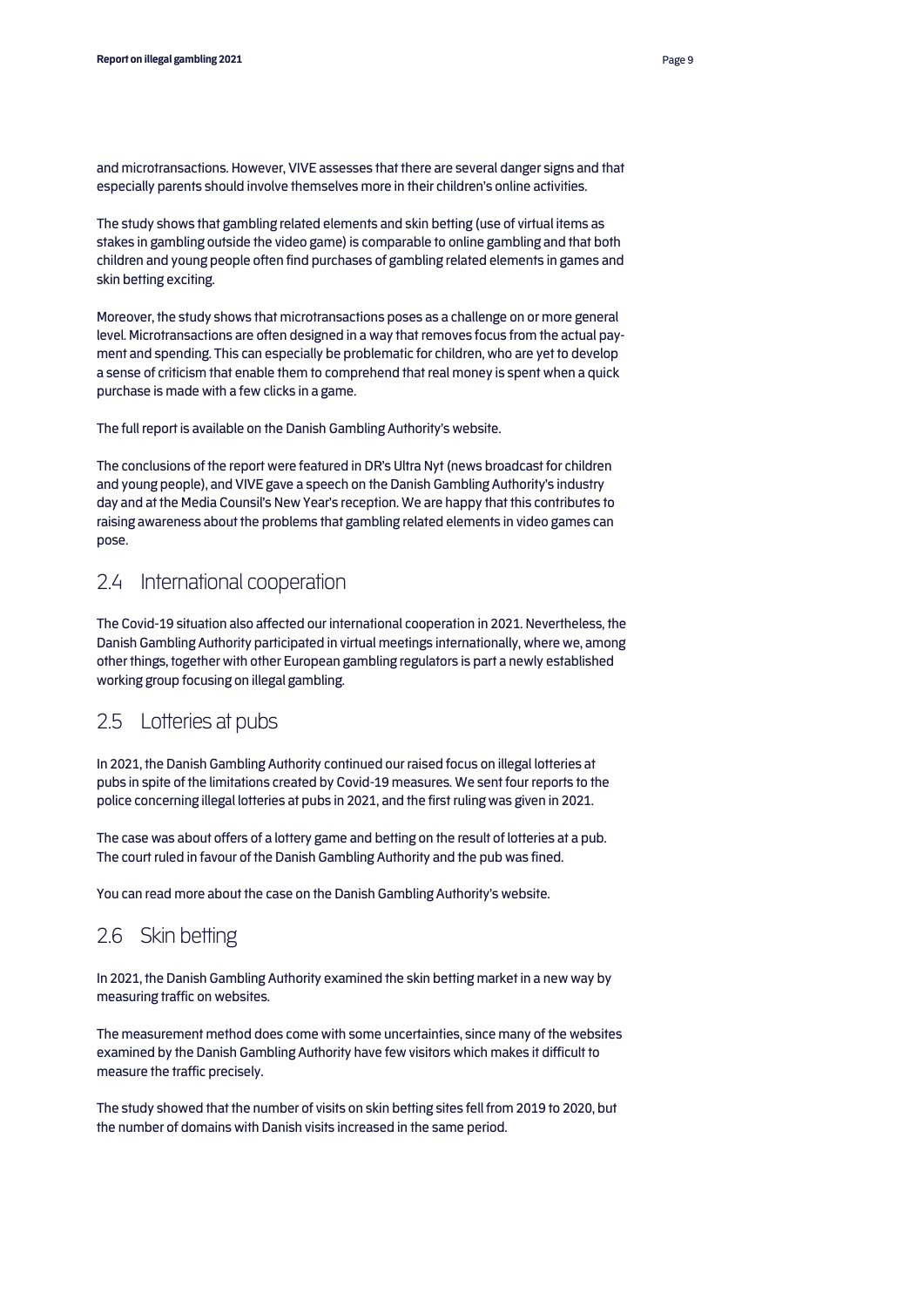and microtransactions. However, VIVE assesses that there are several danger signs and that especially parents should involve themselves more in their children's online activities.

The study shows that gambling related elements and skin betting (use of virtual items as stakes in gambling outside the video game) is comparable to online gambling and that both children and young people often find purchases of gambling related elements in games and skin betting exciting.

Moreover, the study shows that microtransactions poses as a challenge on or more general level. Microtransactions are often designed in a way that removes focus from the actual payment and spending. This can especially be problematic for children, who are yet to develop a sense of criticism that enable them to comprehend that real money is spent when a quick purchase is made with a few clicks in a game.

The full report is available on the Danish Gambling Authority's website.

The conclusions of the report were featured in DR's Ultra Nyt (news broadcast for children and young people), and VIVE gave a speech on the Danish Gambling Authority's industry day and at the Media Counsil's New Year's reception. We are happy that this contributes to raising awareness about the problems that gambling related elements in video games can pose.

## 2.4 International cooperation

The Covid-19 situation also affected our international cooperation in 2021. Nevertheless, the Danish Gambling Authority participated in virtual meetings internationally, where we, among other things, together with other European gambling regulators is part a newly established working group focusing on illegal gambling.

## 2.5 Lotteries at pubs

In 2021, the Danish Gambling Authority continued our raised focus on illegal lotteries at pubs in spite of the limitations created by Covid-19 measures. We sent four reports to the police concerning illegal lotteries at pubs in 2021, and the first ruling was given in 2021.

The case was about offers of a lottery game and betting on the result of lotteries at a pub. The court ruled in favour of the Danish Gambling Authority and the pub was fined.

You can read more about the case on the Danish Gambling Authority's website.

## 2.6 Skin betting

In 2021, the Danish Gambling Authority examined the skin betting market in a new way by measuring traffic on websites.

The measurement method does come with some uncertainties, since many of the websites examined by the Danish Gambling Authority have few visitors which makes it difficult to measure the traffic precisely.

The study showed that the number of visits on skin betting sites fell from 2019 to 2020, but the number of domains with Danish visits increased in the same period.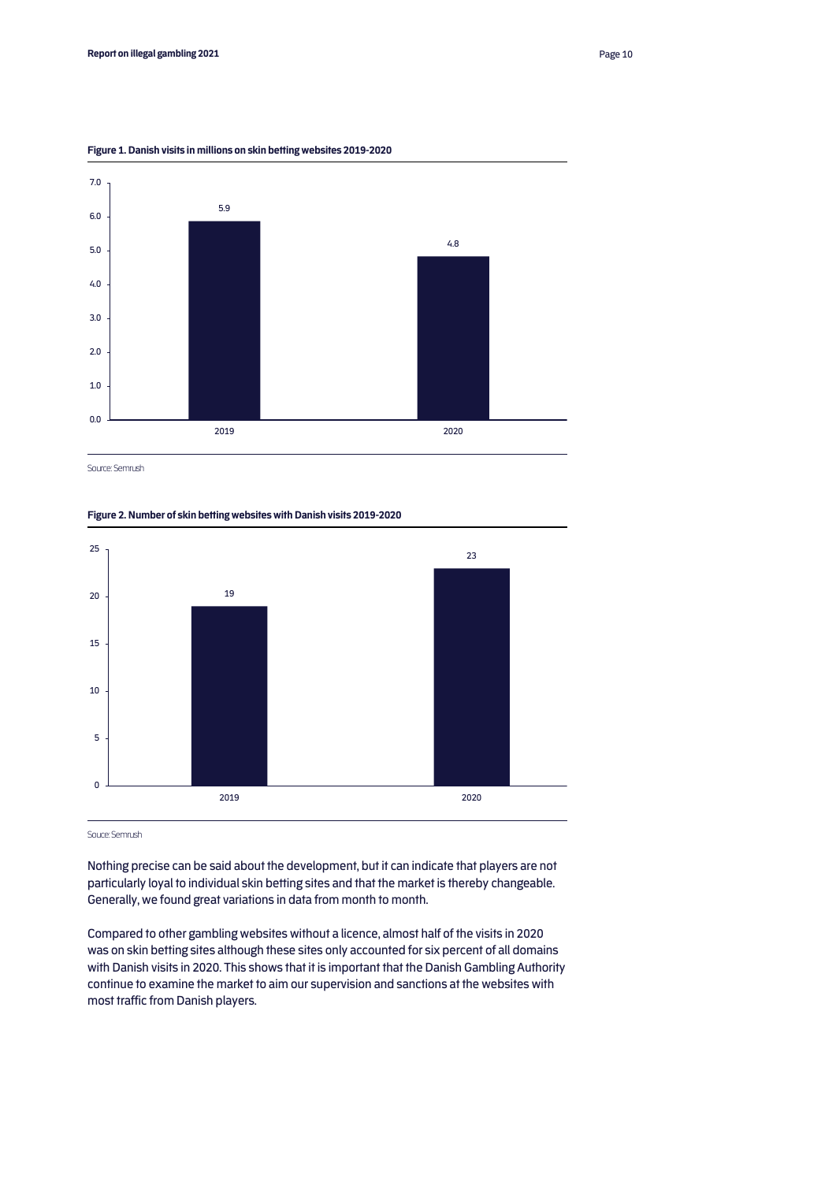**Figure 1. Danish visits in millions on skin betting websites 2019-2020**

| Year | Visits (millions) |
|---|---|
| 2019 | 5.9 |
| 2020 | 4.8 |

Source: Semrush

**Figure 2. Number of skin betting websites with Danish visits 2019-2020**

| Year | Number of websites |
|---|---|
| 2019 | 19 |
| 2020 | 23 |

Souce: Semrush

Nothing precise can be said about the development, but it can indicate that players are not particularly loyal to individual skin betting sites and that the market is thereby changeable. Generally, we found great variations in data from month to month.

Compared to other gambling websites without a licence, almost half of the visits in 2020 was on skin betting sites although these sites only accounted for six percent of all domains with Danish visits in 2020. This shows that it is important that the Danish Gambling Authority continue to examine the market to aim our supervision and sanctions at the websites with most traffic from Danish players.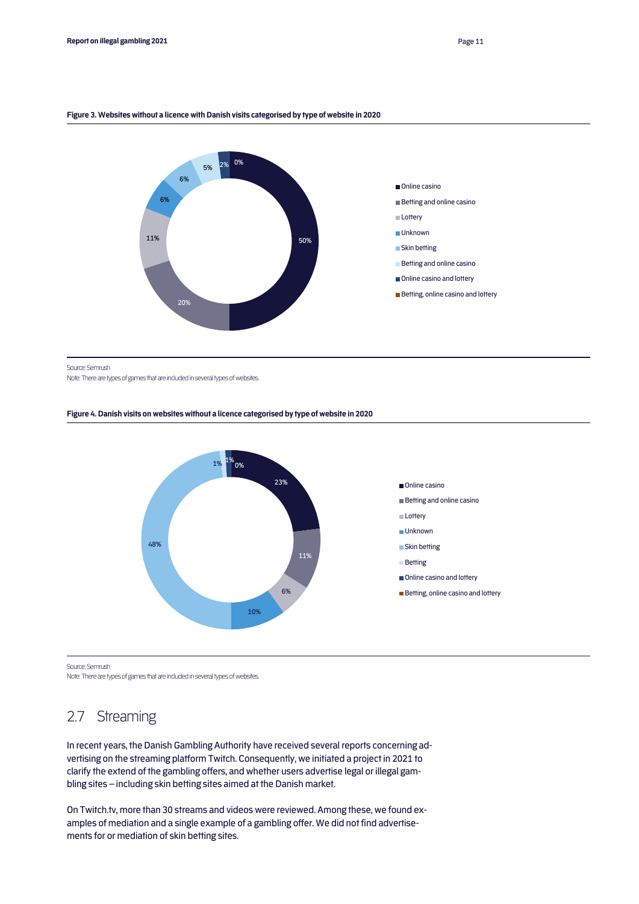**Figure 3. Websites without a licence with Danish visits categorised by type of website in 2020**

Source: Semrush

Note: There are types of games that are included in several types of websites.

**Figure 4. Danish visits on websites without a licence categorised by type of website in 2020**

Source: Semrush

Note: There are types of games that are included in several types of websites.

## 2.7 Streaming

In recent years, the Danish Gambling Authority have received several reports concerning advertising on the streaming platform Twitch. Consequently, we initiated a project in 2021 to clarify the extend of the gambling offers, and whether users advertise legal or illegal gambling sites – including skin betting sites aimed at the Danish market.

On Twitch.tv, more than 30 streams and videos were reviewed. Among these, we found examples of mediation and a single example of a gambling offer. We did not find advertisements for or mediation of skin betting sites.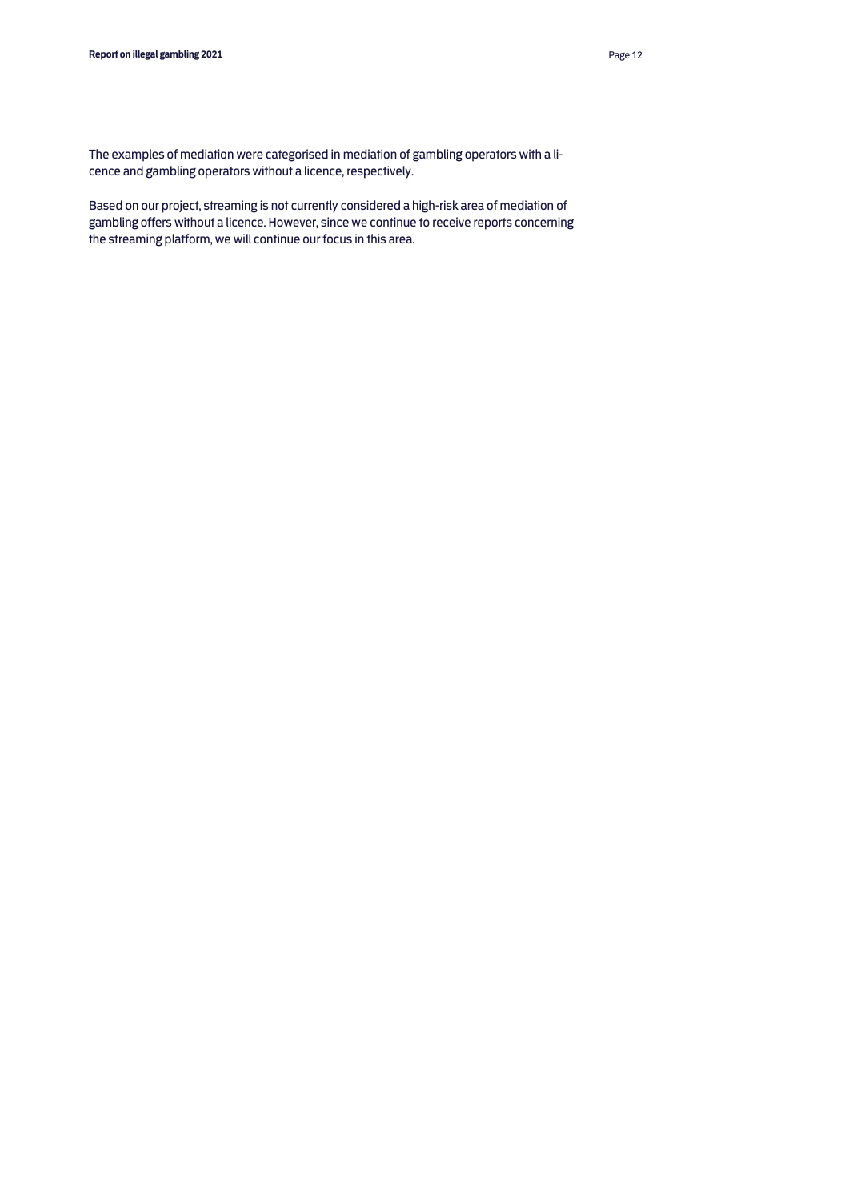The examples of mediation were categorised in mediation of gambling operators with a licence and gambling operators without a licence, respectively.

Based on our project, streaming is not currently considered a high-risk area of mediation of gambling offers without a licence. However, since we continue to receive reports concerning the streaming platform, we will continue our focus in this area.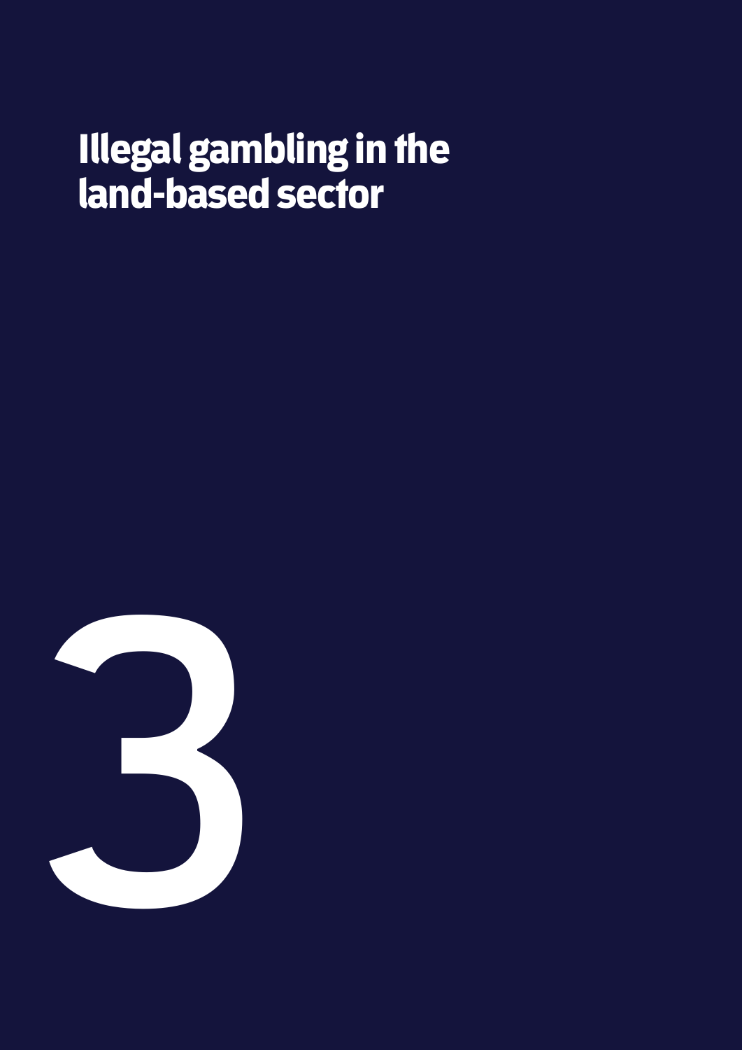# Illegal gambling in the land-based sector

3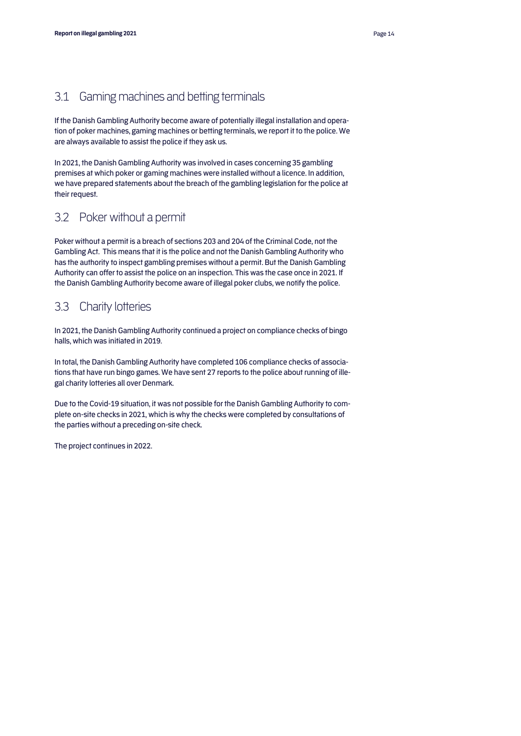## 3.1 Gaming machines and betting terminals

If the Danish Gambling Authority become aware of potentially illegal installation and operation of poker machines, gaming machines or betting terminals, we report it to the police. We are always available to assist the police if they ask us.

In 2021, the Danish Gambling Authority was involved in cases concerning 35 gambling premises at which poker or gaming machines were installed without a licence. In addition, we have prepared statements about the breach of the gambling legislation for the police at their request.

## 3.2 Poker without a permit

Poker without a permit is a breach of sections 203 and 204 of the Criminal Code, not the Gambling Act. This means that it is the police and not the Danish Gambling Authority who has the authority to inspect gambling premises without a permit. But the Danish Gambling Authority can offer to assist the police on an inspection. This was the case once in 2021. If the Danish Gambling Authority become aware of illegal poker clubs, we notify the police.

## 3.3 Charity lotteries

In 2021, the Danish Gambling Authority continued a project on compliance checks of bingo halls, which was initiated in 2019.

In total, the Danish Gambling Authority have completed 106 compliance checks of associations that have run bingo games. We have sent 27 reports to the police about running of illegal charity lotteries all over Denmark.

Due to the Covid-19 situation, it was not possible for the Danish Gambling Authority to complete on-site checks in 2021, which is why the checks were completed by consultations of the parties without a preceding on-site check.

The project continues in 2022.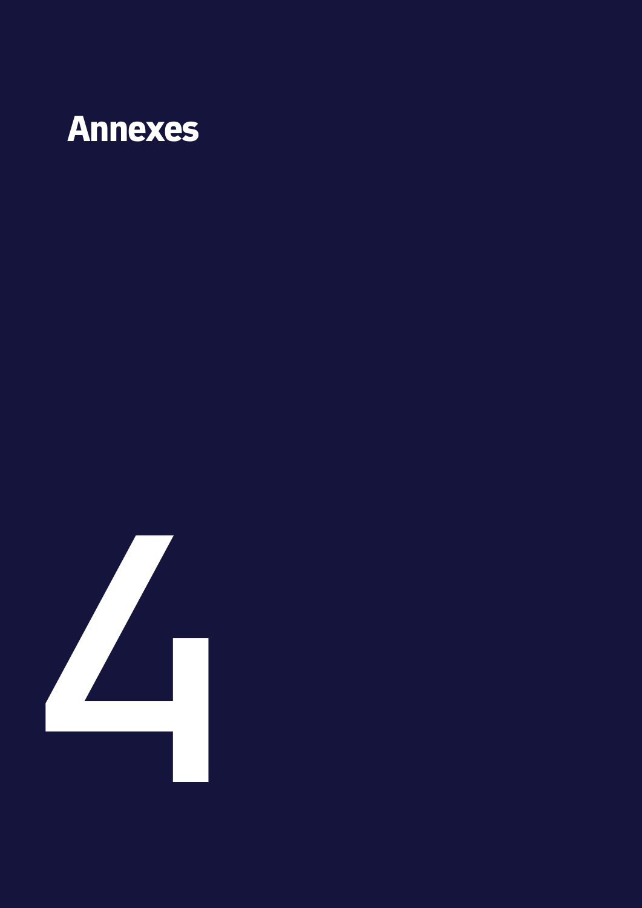# Annexes

4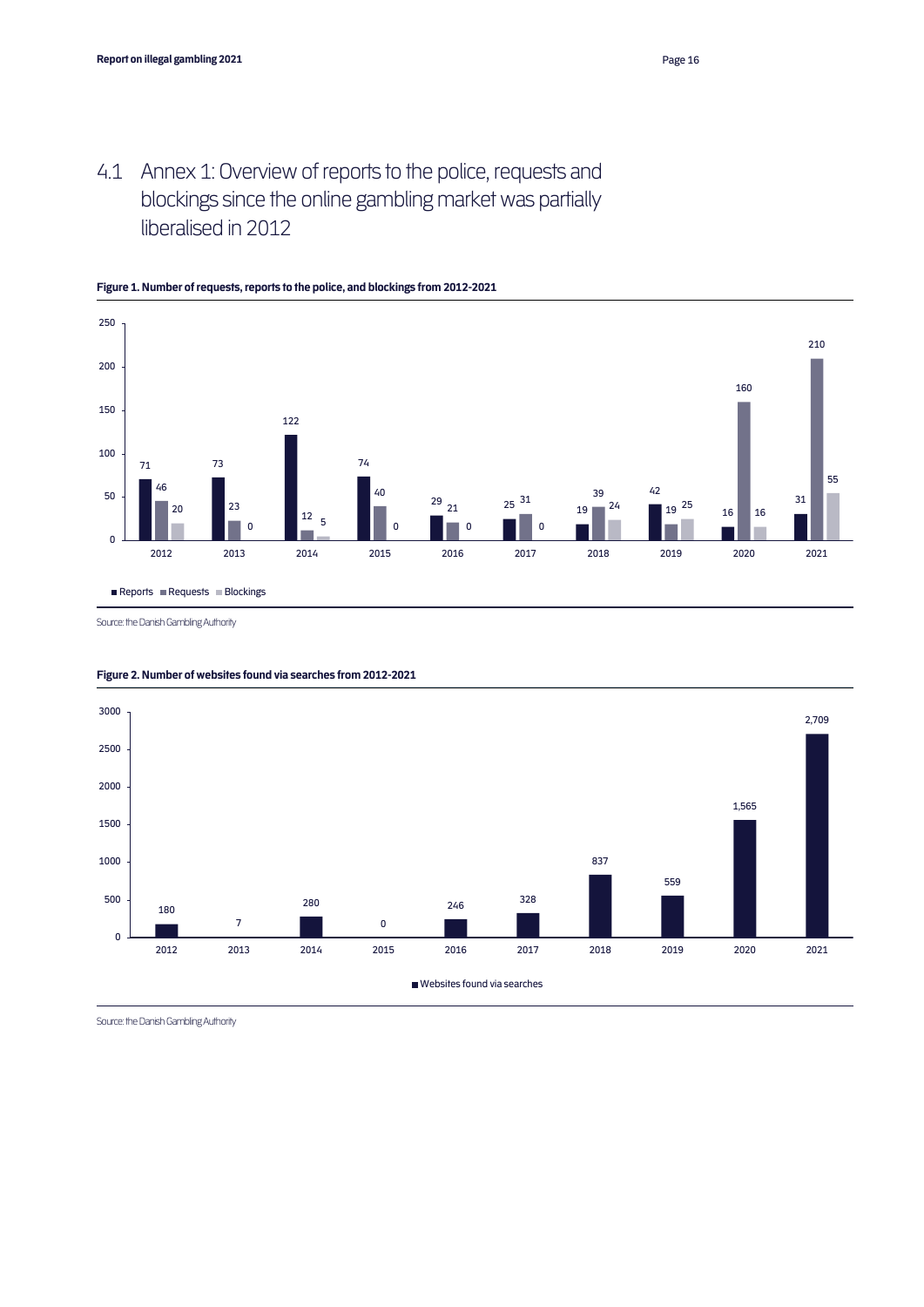## 4.1 Annex 1: Overview of reports to the police, requests and blockings since the online gambling market was partially liberalised in 2012

**Figure 1. Number of requests, reports to the police, and blockings from 2012-2021**

| Year | Reports | Requests | Blockings |
|---|---|---|---|
| 2012 | 71 | 46 | 20 |
| 2013 | 73 | 23 | 0 |
| 2014 | 122 | 12 | 5 |
| 2015 | 74 | 40 | 0 |
| 2016 | 29 | 21 | 0 |
| 2017 | 25 | 31 | 0 |
| 2018 | 19 | 39 | 24 |
| 2019 | 42 | 19 | 25 |
| 2020 | 16 | 160 | 16 |
| 2021 | 31 | 210 | 55 |

Source: the Danish Gambling Authority

**Figure 2. Number of websites found via searches from 2012-2021**

| Year | Websites found via searches |
|---|---|
| 2012 | 180 |
| 2013 | 7 |
| 2014 | 280 |
| 2015 | 0 |
| 2016 | 246 |
| 2017 | 328 |
| 2018 | 837 |
| 2019 | 559 |
| 2020 | 1,565 |
| 2021 | 2,709 |

Source: the Danish Gambling Authority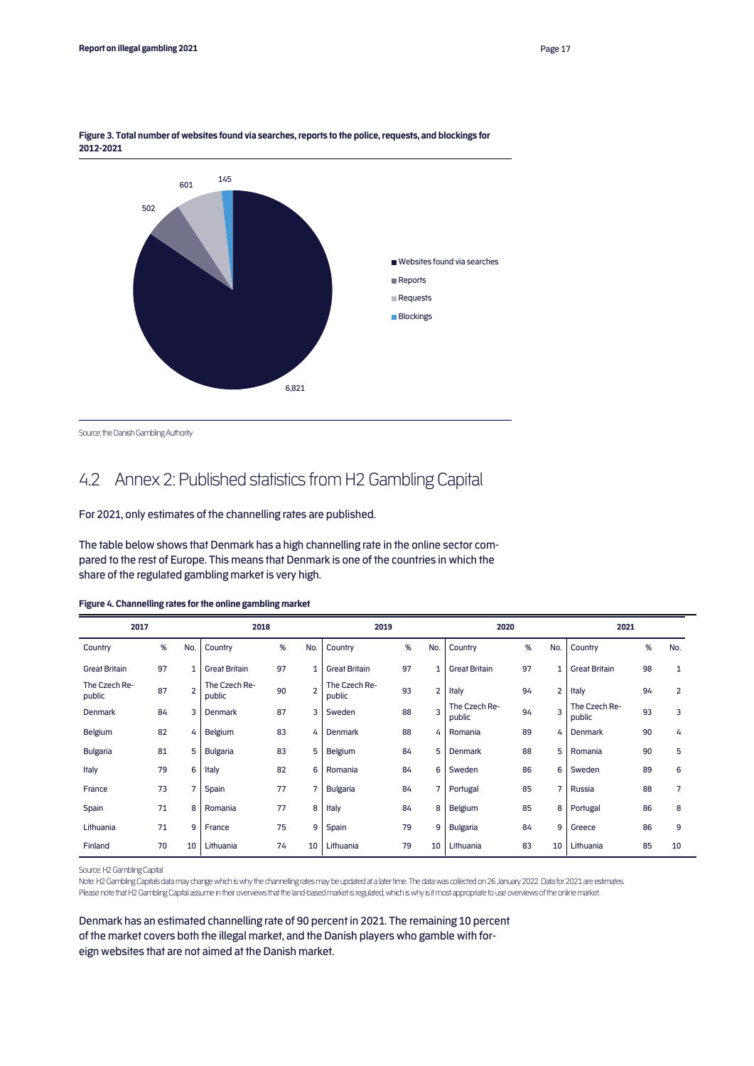**Figure 3. Total number of websites found via searches, reports to the police, requests, and blockings for 2012-2021**

| Category | Number |
|---|---|
| Websites found via searches | 6,821 |
| Reports | 502 |
| Requests | 601 |
| Blockings | 145 |

Source: the Danish Gambling Authority

## 4.2 Annex 2: Published statistics from H2 Gambling Capital

For 2021, only estimates of the channelling rates are published.

The table below shows that Denmark has a high channelling rate in the online sector compared to the rest of Europe. This means that Denmark is one of the countries in which the share of the regulated gambling market is very high.

**Figure 4. Channelling rates for the online gambling market**

| 2017 | | | 2018 | | | 2019 | | | 2020 | | | 2021 | | |
|---|---|---|---|---|---|---|---|---|---|---|---|---|---|---|
| Country | % | No. | Country | % | No. | Country | % | No. | Country | % | No. | Country | % | No. |
| Great Britain | 97 | 1 | Great Britain | 97 | 1 | Great Britain | 97 | 1 | Great Britain | 97 | 1 | Great Britain | 98 | 1 |
| The Czech Republic | 87 | 2 | The Czech Republic | 90 | 2 | The Czech Republic | 93 | 2 | Italy | 94 | 2 | Italy | 94 | 2 |
| Denmark | 84 | 3 | Denmark | 87 | 3 | Sweden | 88 | 3 | The Czech Republic | 94 | 3 | The Czech Republic | 93 | 3 |
| Belgium | 82 | 4 | Belgium | 83 | 4 | Denmark | 88 | 4 | Romania | 89 | 4 | Denmark | 90 | 4 |
| Bulgaria | 81 | 5 | Bulgaria | 83 | 5 | Belgium | 84 | 5 | Denmark | 88 | 5 | Romania | 90 | 5 |
| Italy | 79 | 6 | Italy | 82 | 6 | Romania | 84 | 6 | Sweden | 86 | 6 | Sweden | 89 | 6 |
| France | 73 | 7 | Spain | 77 | 7 | Bulgaria | 84 | 7 | Portugal | 85 | 7 | Russia | 88 | 7 |
| Spain | 71 | 8 | Romania | 77 | 8 | Italy | 84 | 8 | Belgium | 85 | 8 | Portugal | 86 | 8 |
| Lithuania | 71 | 9 | France | 75 | 9 | Spain | 79 | 9 | Bulgaria | 84 | 9 | Greece | 86 | 9 |
| Finland | 70 | 10 | Lithuania | 74 | 10 | Lithuania | 79 | 10 | Lithuania | 83 | 10 | Lithuania | 85 | 10 |

Source: H2 Gambling Capital

Note: H2 Gambling Capitals data may change which is why the channelling rates may be updated at a later time. The data was collected on 26 January 2022. Data for 2021 are estimates. Please note that H2 Gambling Capital assume in their overviews that the land-based market is regulated, which is why is it most appropriate to use overviews of the online market.

Denmark has an estimated channelling rate of 90 percent in 2021. The remaining 10 percent of the market covers both the illegal market, and the Danish players who gamble with foreign websites that are not aimed at the Danish market.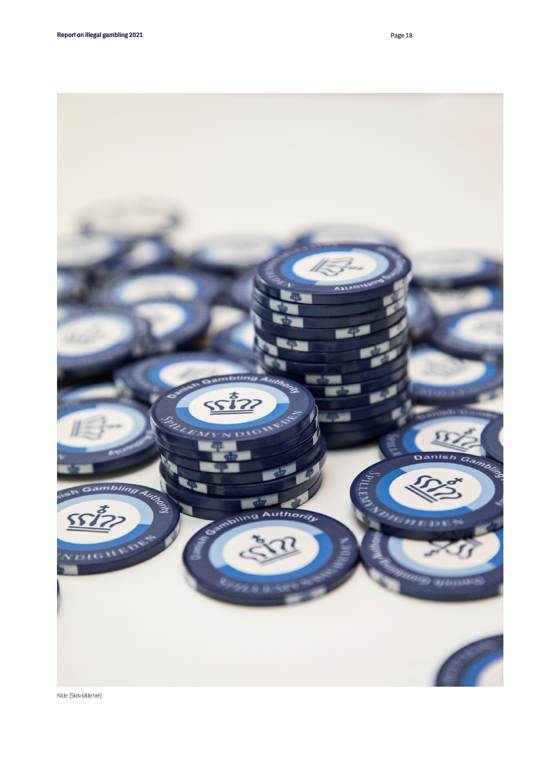Kilde: [Skriv kilde her]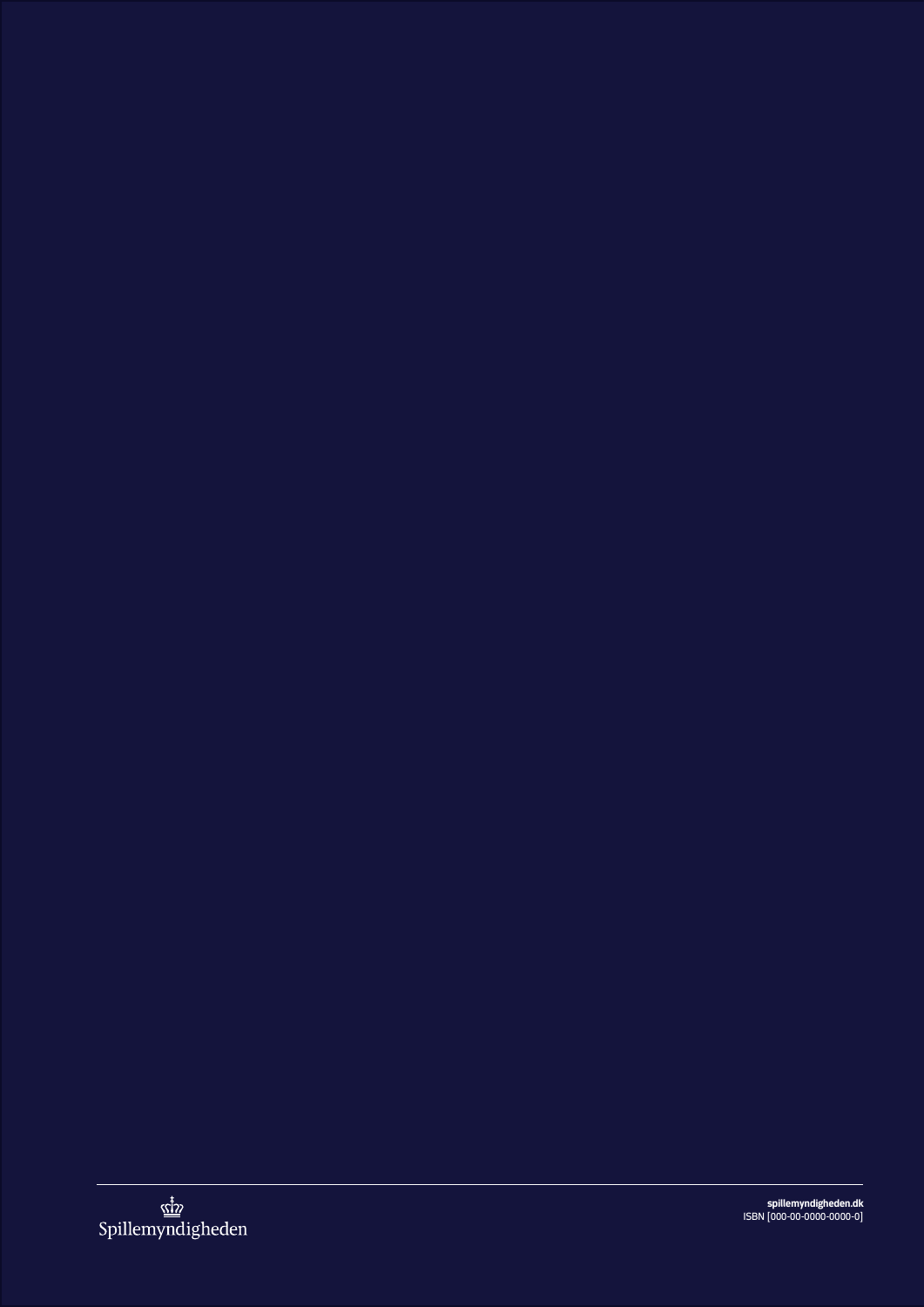Spillemyndigheden

**spillemyndigheden.dk**
ISBN [000-00-0000-0000-0]